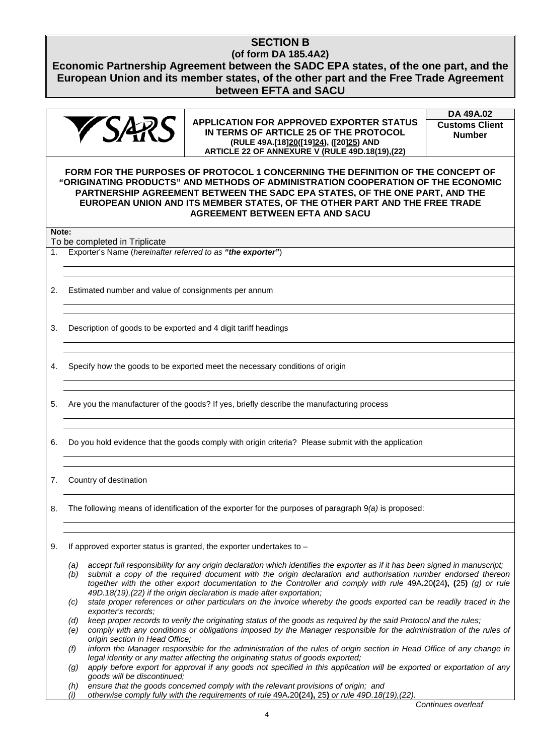# SECTION B
## (of form DA 185.4A2)
## Economic Partnership Agreement between the SADC EPA states, of the one part, and the European Union and its member states, of the other part and the Free Trade Agreement between EFTA and SACU

| SARS | **APPLICATION FOR APPROVED EXPORTER STATUS IN TERMS OF ARTICLE 25 OF THE PROTOCOL (RULE 49A.[18]20([19]24), ([20]25) AND ARTICLE 22 OF ANNEXURE V (RULE 49D.18(19),(22)** | **DA 49A.02**<br>**Customs Client Number** |
|---|---|---|

**FORM FOR THE PURPOSES OF PROTOCOL 1 CONCERNING THE DEFINITION OF THE CONCEPT OF "ORIGINATING PRODUCTS" AND METHODS OF ADMINISTRATION COOPERATION OF THE ECONOMIC PARTNERSHIP AGREEMENT BETWEEN THE SADC EPA STATES, OF THE ONE PART, AND THE EUROPEAN UNION AND ITS MEMBER STATES, OF THE OTHER PART AND THE FREE TRADE AGREEMENT BETWEEN EFTA AND SACU**

**Note:**
To be completed in Triplicate

1. Exporter's Name (*hereinafter referred to as* ***"the exporter"***)

2. Estimated number and value of consignments per annum

3. Description of goods to be exported and 4 digit tariff headings

4. Specify how the goods to be exported meet the necessary conditions of origin

5. Are you the manufacturer of the goods? If yes, briefly describe the manufacturing process

6. Do you hold evidence that the goods comply with origin criteria? Please submit with the application

7. Country of destination

8. The following means of identification of the exporter for the purposes of paragraph 9*(a)* is proposed:

9. If approved exporter status is granted, the exporter undertakes to –

   *(a)* *accept full responsibility for any origin declaration which identifies the exporter as if it has been signed in manuscript;*
   *(b)* *submit a copy of the required document with the origin declaration and authorisation number endorsed thereon together with the other export documentation to the Controller and comply with rule* 49A**.**20**(**24**), (**25**)** *(g) or rule 49D.18(19),(22) if the origin declaration is made after exportation;*
   *(c)* *state proper references or other particulars on the invoice whereby the goods exported can be readily traced in the exporter's records;*
   *(d)* *keep proper records to verify the originating status of the goods as required by the said Protocol and the rules;*
   *(e)* *comply with any conditions or obligations imposed by the Manager responsible for the administration of the rules of origin section in Head Office;*
   *(f)* *inform the Manager responsible for the administration of the rules of origin section in Head Office of any change in legal identity or any matter affecting the originating status of goods exported;*
   *(g)* *apply before export for approval if any goods not specified in this application will be exported or exportation of any goods will be discontinued;*
   *(h)* *ensure that the goods concerned comply with the relevant provisions of origin; and*
   *(i)* *otherwise comply fully with the requirements of rule* 49A**.**20**(**24**),** 25**)** *or rule 49D.18(19),(22).*

*Continues overleaf*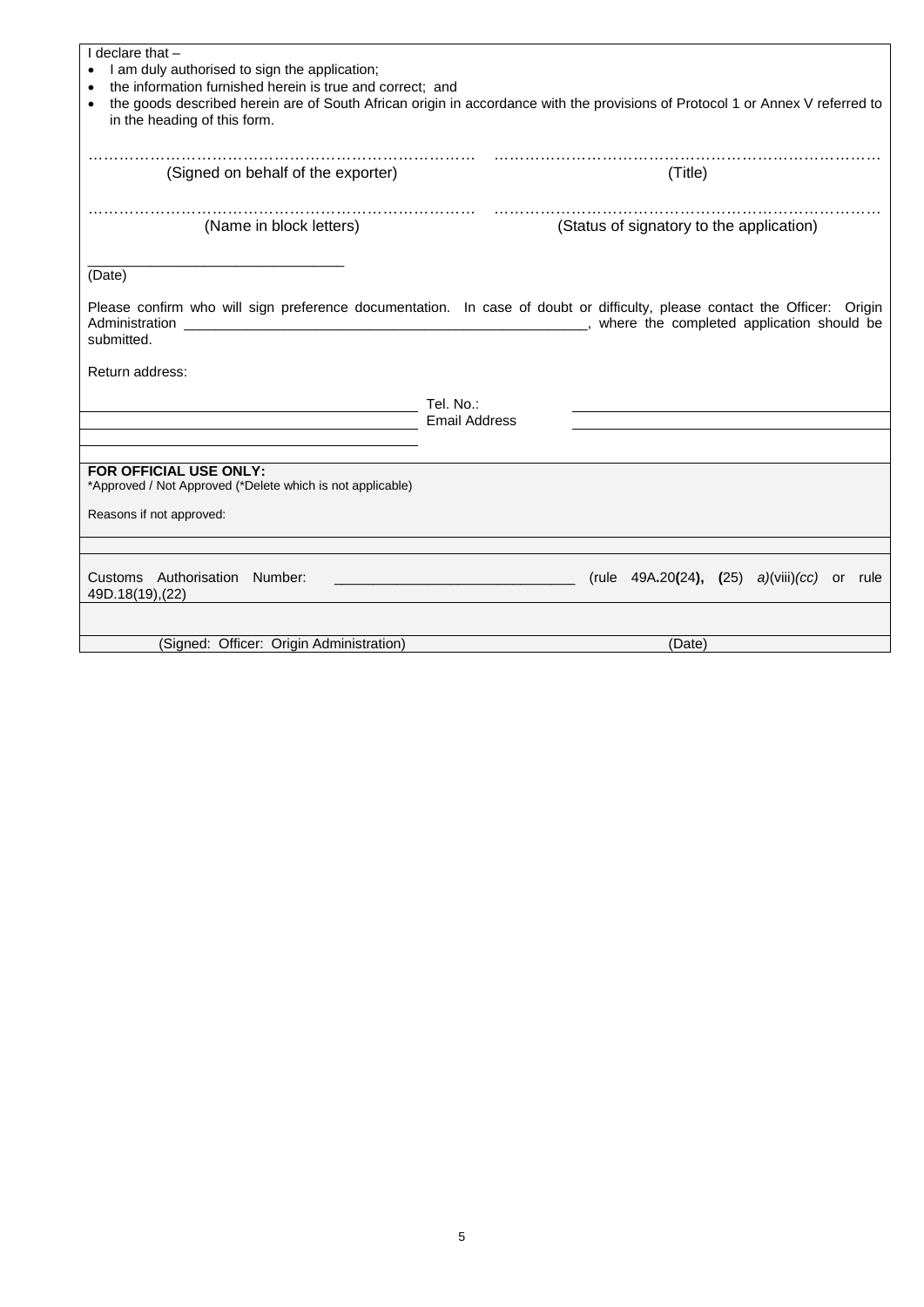I declare that –

- I am duly authorised to sign the application;
- the information furnished herein is true and correct; and
- the goods described herein are of South African origin in accordance with the provisions of Protocol 1 or Annex V referred to in the heading of this form.

| | |
|---|---|
| ……………………………………………………………… | ……………………………………………………………… |
| (Signed on behalf of the exporter) | (Title) |
| ……………………………………………………………… | ……………………………………………………………… |
| (Name in block letters) | (Status of signatory to the application) |

_______________________________

(Date)

Please confirm who will sign preference documentation. In case of doubt or difficulty, please contact the Officer: Origin Administration ____________________________________________________, where the completed application should be submitted.

Return address:

| | | |
|---|---|---|
| ________________________________________ | Tel. No.: | ________________________________________ |
| ________________________________________ | Email Address | ________________________________________ |
| ________________________________________ | | |

**FOR OFFICIAL USE ONLY:**

*Approved / Not Approved (*Delete which is not applicable)

Reasons if not approved:

Customs Authorisation Number: ______________________________ (rule 49A.20**(**24**), (**25) *a)*(viii)*(cc)* or rule 49D.18(19),(22)

| | |
|---|---|
| (Signed: Officer: Origin Administration) | (Date) |